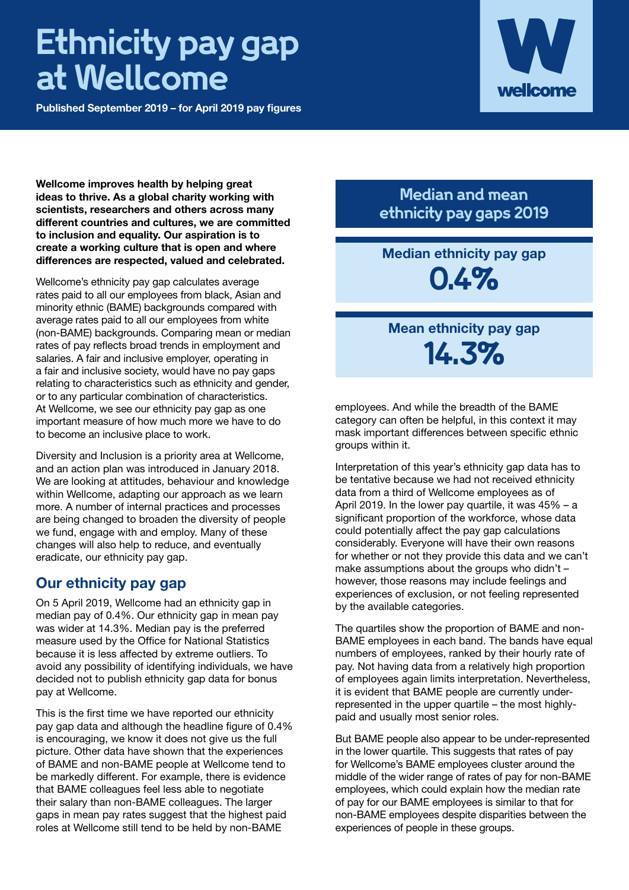# Ethnicity pay gap at Wellcome

**Published September 2019 – for April 2019 pay figures**

**Wellcome improves health by helping great ideas to thrive. As a global charity working with scientists, researchers and others across many different countries and cultures, we are committed to inclusion and equality. Our aspiration is to create a working culture that is open and where differences are respected, valued and celebrated.**

Wellcome's ethnicity pay gap calculates average rates paid to all our employees from black, Asian and minority ethnic (BAME) backgrounds compared with average rates paid to all our employees from white (non-BAME) backgrounds. Comparing mean or median rates of pay reflects broad trends in employment and salaries. A fair and inclusive employer, operating in a fair and inclusive society, would have no pay gaps relating to characteristics such as ethnicity and gender, or to any particular combination of characteristics. At Wellcome, we see our ethnicity pay gap as one important measure of how much more we have to do to become an inclusive place to work.

Diversity and Inclusion is a priority area at Wellcome, and an action plan was introduced in January 2018. We are looking at attitudes, behaviour and knowledge within Wellcome, adapting our approach as we learn more. A number of internal practices and processes are being changed to broaden the diversity of people we fund, engage with and employ. Many of these changes will also help to reduce, and eventually eradicate, our ethnicity pay gap.

## Median and mean ethnicity pay gaps 2019

**Median ethnicity pay gap**
**0.4%**

**Mean ethnicity pay gap**
**14.3%**

## Our ethnicity pay gap

On 5 April 2019, Wellcome had an ethnicity gap in median pay of 0.4%. Our ethnicity gap in mean pay was wider at 14.3%. Median pay is the preferred measure used by the Office for National Statistics because it is less affected by extreme outliers. To avoid any possibility of identifying individuals, we have decided not to publish ethnicity gap data for bonus pay at Wellcome.

This is the first time we have reported our ethnicity pay gap data and although the headline figure of 0.4% is encouraging, we know it does not give us the full picture. Other data have shown that the experiences of BAME and non-BAME people at Wellcome tend to be markedly different. For example, there is evidence that BAME colleagues feel less able to negotiate their salary than non-BAME colleagues. The larger gaps in mean pay rates suggest that the highest paid roles at Wellcome still tend to be held by non-BAME employees. And while the breadth of the BAME category can often be helpful, in this context it may mask important differences between specific ethnic groups within it.

Interpretation of this year's ethnicity gap data has to be tentative because we had not received ethnicity data from a third of Wellcome employees as of April 2019. In the lower pay quartile, it was 45% – a significant proportion of the workforce, whose data could potentially affect the pay gap calculations considerably. Everyone will have their own reasons for whether or not they provide this data and we can't make assumptions about the groups who didn't – however, those reasons may include feelings and experiences of exclusion, or not feeling represented by the available categories.

The quartiles show the proportion of BAME and non-BAME employees in each band. The bands have equal numbers of employees, ranked by their hourly rate of pay. Not having data from a relatively high proportion of employees again limits interpretation. Nevertheless, it is evident that BAME people are currently under-represented in the upper quartile – the most highly-paid and usually most senior roles.

But BAME people also appear to be under-represented in the lower quartile. This suggests that rates of pay for Wellcome's BAME employees cluster around the middle of the wider range of rates of pay for non-BAME employees, which could explain how the median rate of pay for our BAME employees is similar to that for non-BAME employees despite disparities between the experiences of people in these groups.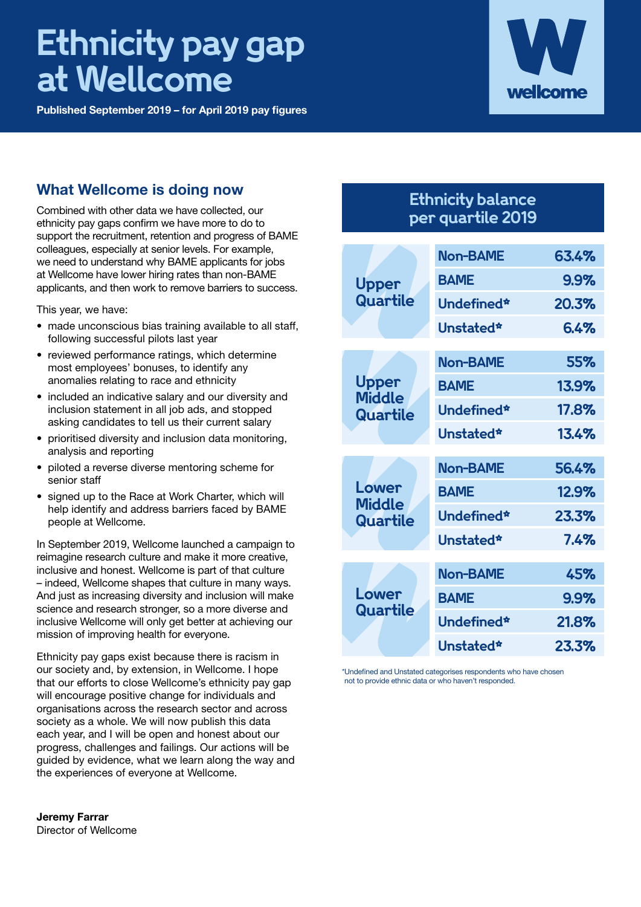# Ethnicity pay gap at Wellcome

**Published September 2019 – for April 2019 pay figures**

wellcome

## What Wellcome is doing now

Combined with other data we have collected, our ethnicity pay gaps confirm we have more to do to support the recruitment, retention and progress of BAME colleagues, especially at senior levels. For example, we need to understand why BAME applicants for jobs at Wellcome have lower hiring rates than non-BAME applicants, and then work to remove barriers to success.

This year, we have:

- made unconscious bias training available to all staff, following successful pilots last year
- reviewed performance ratings, which determine most employees' bonuses, to identify any anomalies relating to race and ethnicity
- included an indicative salary and our diversity and inclusion statement in all job ads, and stopped asking candidates to tell us their current salary
- prioritised diversity and inclusion data monitoring, analysis and reporting
- piloted a reverse diverse mentoring scheme for senior staff
- signed up to the Race at Work Charter, which will help identify and address barriers faced by BAME people at Wellcome.

In September 2019, Wellcome launched a campaign to reimagine research culture and make it more creative, inclusive and honest. Wellcome is part of that culture – indeed, Wellcome shapes that culture in many ways. And just as increasing diversity and inclusion will make science and research stronger, so a more diverse and inclusive Wellcome will only get better at achieving our mission of improving health for everyone.

Ethnicity pay gaps exist because there is racism in our society and, by extension, in Wellcome. I hope that our efforts to close Wellcome's ethnicity pay gap will encourage positive change for individuals and organisations across the research sector and across society as a whole. We will now publish this data each year, and I will be open and honest about our progress, challenges and failings. Our actions will be guided by evidence, what we learn along the way and the experiences of everyone at Wellcome.

**Jeremy Farrar**
Director of Wellcome

## Ethnicity balance per quartile 2019

| | | |
|---|---|---|
| Upper Quartile | Non-BAME | 63.4% |
| | BAME | 9.9% |
| | Undefined* | 20.3% |
| | Unstated* | 6.4% |
| Upper Middle Quartile | Non-BAME | 55% |
| | BAME | 13.9% |
| | Undefined* | 17.8% |
| | Unstated* | 13.4% |
| Lower Middle Quartile | Non-BAME | 56.4% |
| | BAME | 12.9% |
| | Undefined* | 23.3% |
| | Unstated* | 7.4% |
| Lower Quartile | Non-BAME | 45% |
| | BAME | 9.9% |
| | Undefined* | 21.8% |
| | Unstated* | 23.3% |

*Undefined and Unstated categorises respondents who have chosen not to provide ethnic data or who haven't responded.